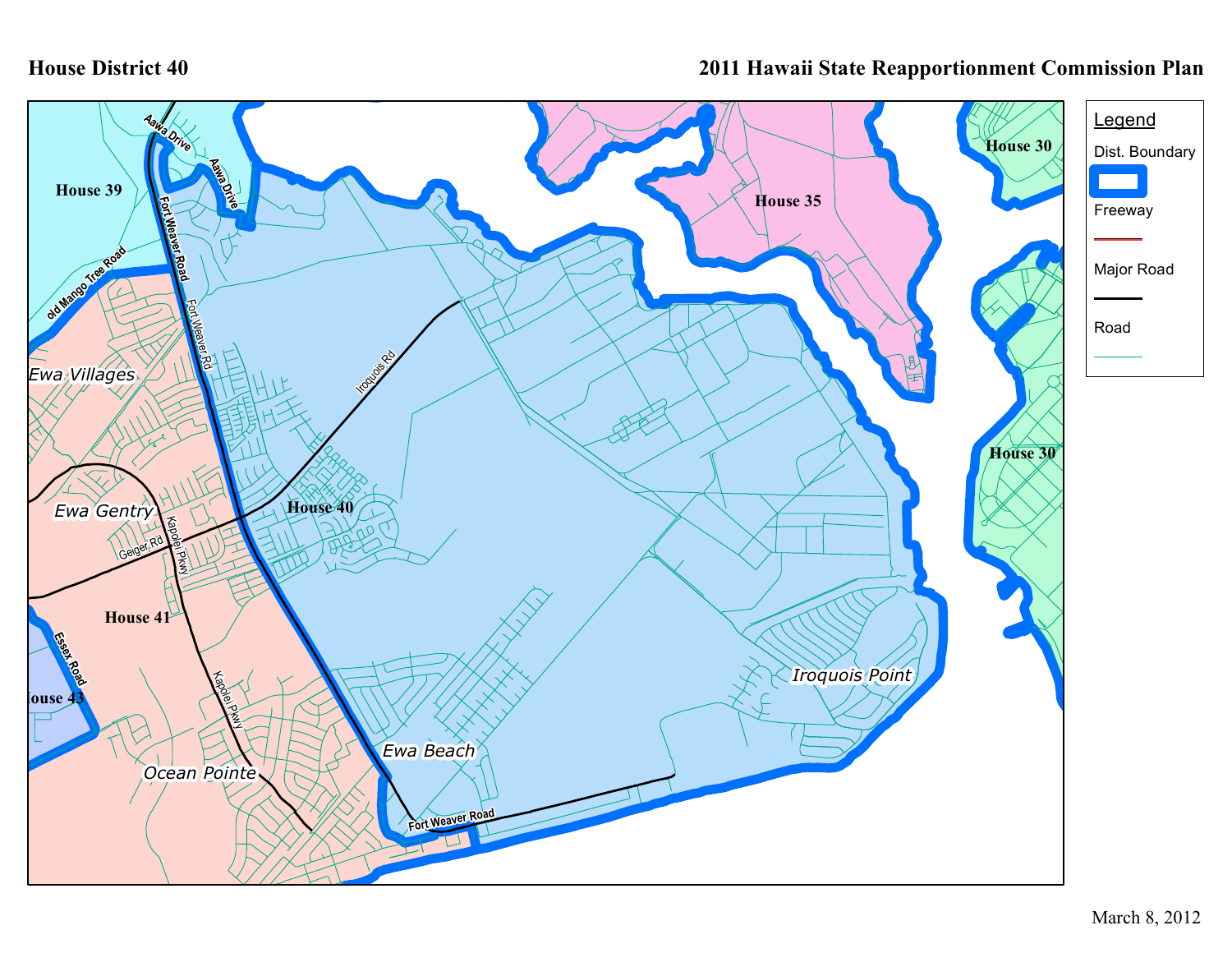**House District 40**

**2011 Hawaii State Reapportionment Commission Plan**

House 39

House 35

House 30

House 30

House 40

House 41

House 43

Ewa Villages

Ewa Gentry

Ocean Pointe

Ewa Beach

Iroquois Point

Aawa Drive

Fort Weaver Road

Fort Weaver Rd

old Mango Tree Road

Iroquois Rd

Geiger Rd

Kapolei Pkwy

Essex Road

Legend

Dist. Boundary

Freeway

Major Road

Road

March 8, 2012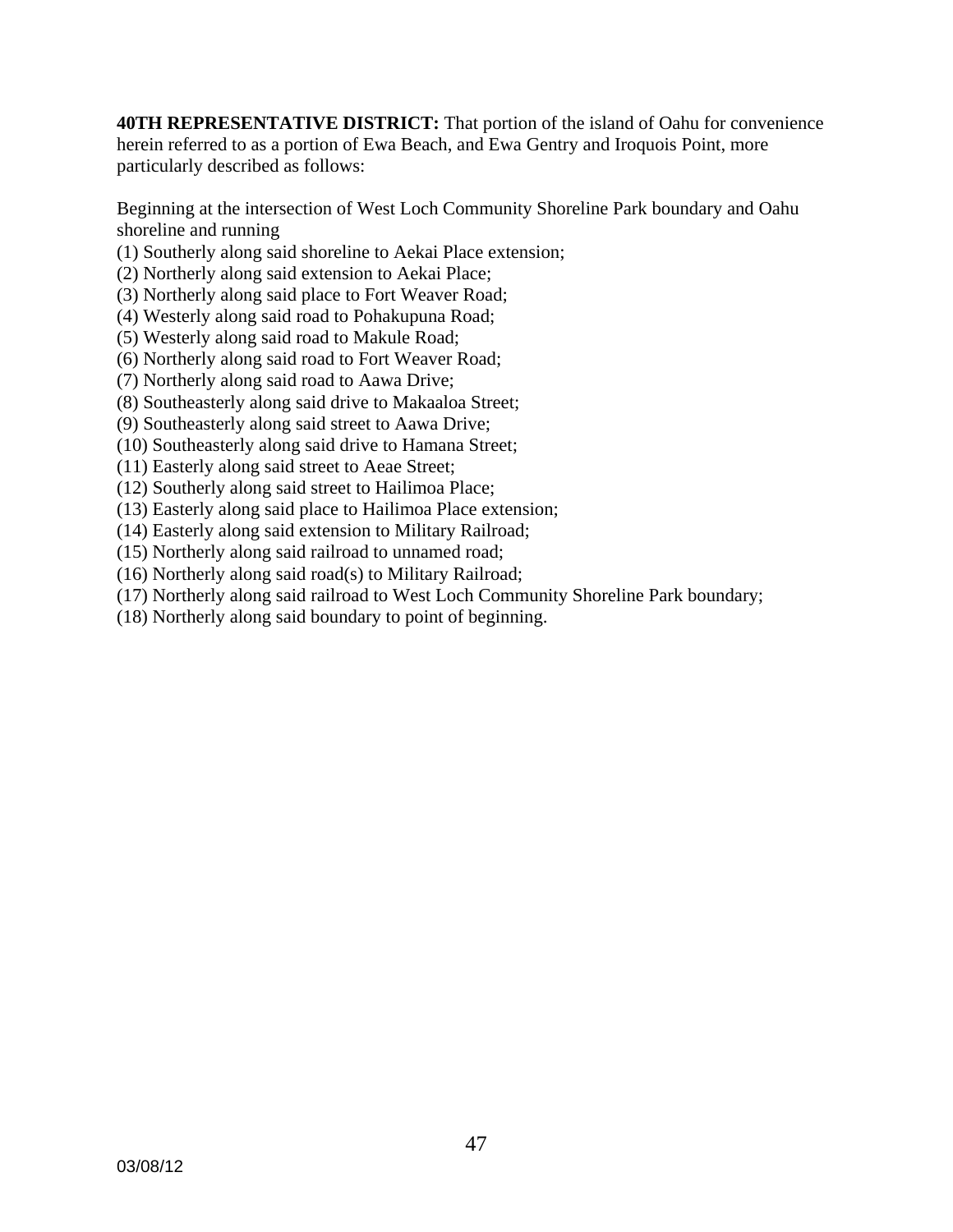**40TH REPRESENTATIVE DISTRICT:** That portion of the island of Oahu for convenience herein referred to as a portion of Ewa Beach, and Ewa Gentry and Iroquois Point, more particularly described as follows:

Beginning at the intersection of West Loch Community Shoreline Park boundary and Oahu shoreline and running

(1) Southerly along said shoreline to Aekai Place extension;
(2) Northerly along said extension to Aekai Place;
(3) Northerly along said place to Fort Weaver Road;
(4) Westerly along said road to Pohakupuna Road;
(5) Westerly along said road to Makule Road;
(6) Northerly along said road to Fort Weaver Road;
(7) Northerly along said road to Aawa Drive;
(8) Southeasterly along said drive to Makaaloa Street;
(9) Southeasterly along said street to Aawa Drive;
(10) Southeasterly along said drive to Hamana Street;
(11) Easterly along said street to Aeae Street;
(12) Southerly along said street to Hailimoa Place;
(13) Easterly along said place to Hailimoa Place extension;
(14) Easterly along said extension to Military Railroad;
(15) Northerly along said railroad to unnamed road;
(16) Northerly along said road(s) to Military Railroad;
(17) Northerly along said railroad to West Loch Community Shoreline Park boundary;
(18) Northerly along said boundary to point of beginning.

03/08/12